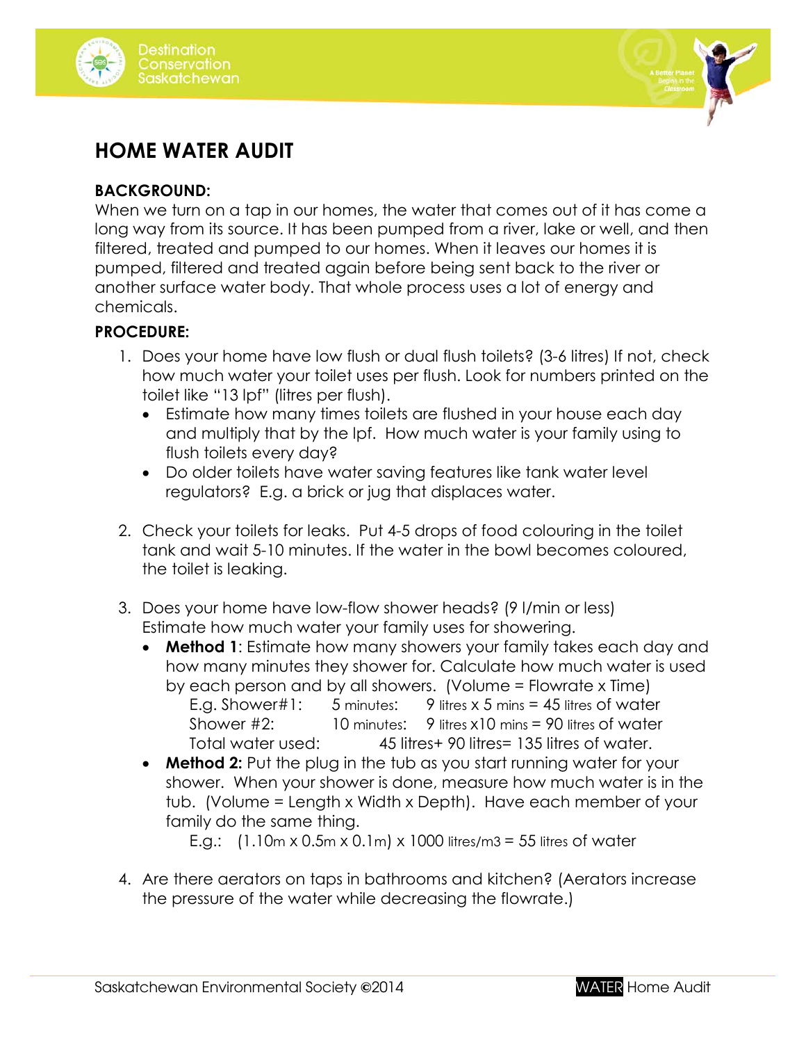# HOME WATER AUDIT

**BACKGROUND:**

When we turn on a tap in our homes, the water that comes out of it has come a long way from its source. It has been pumped from a river, lake or well, and then filtered, treated and pumped to our homes. When it leaves our homes it is pumped, filtered and treated again before being sent back to the river or another surface water body. That whole process uses a lot of energy and chemicals.

**PROCEDURE:**

1. Does your home have low flush or dual flush toilets? (3-6 litres) If not, check how much water your toilet uses per flush. Look for numbers printed on the toilet like "13 lpf" (litres per flush).
   - Estimate how many times toilets are flushed in your house each day and multiply that by the lpf. How much water is your family using to flush toilets every day?
   - Do older toilets have water saving features like tank water level regulators? E.g. a brick or jug that displaces water.

2. Check your toilets for leaks. Put 4-5 drops of food colouring in the toilet tank and wait 5-10 minutes. If the water in the bowl becomes coloured, the toilet is leaking.

3. Does your home have low-flow shower heads? (9 l/min or less) Estimate how much water your family uses for showering.
   - **Method 1**: Estimate how many showers your family takes each day and how many minutes they shower for. Calculate how much water is used by each person and by all showers. (Volume = Flowrate x Time)

     E.g. Shower#1: 5 minutes: 9 litres x 5 mins = 45 litres of water
     Shower #2: 10 minutes: 9 litres x10 mins = 90 litres of water
     Total water used: 45 litres+ 90 litres= 135 litres of water.
   - **Method 2:** Put the plug in the tub as you start running water for your shower. When your shower is done, measure how much water is in the tub. (Volume = Length x Width x Depth). Have each member of your family do the same thing.

     E.g.: (1.10m x 0.5m x 0.1m) x 1000 litres/m3 = 55 litres of water

4. Are there aerators on taps in bathrooms and kitchen? (Aerators increase the pressure of the water while decreasing the flowrate.)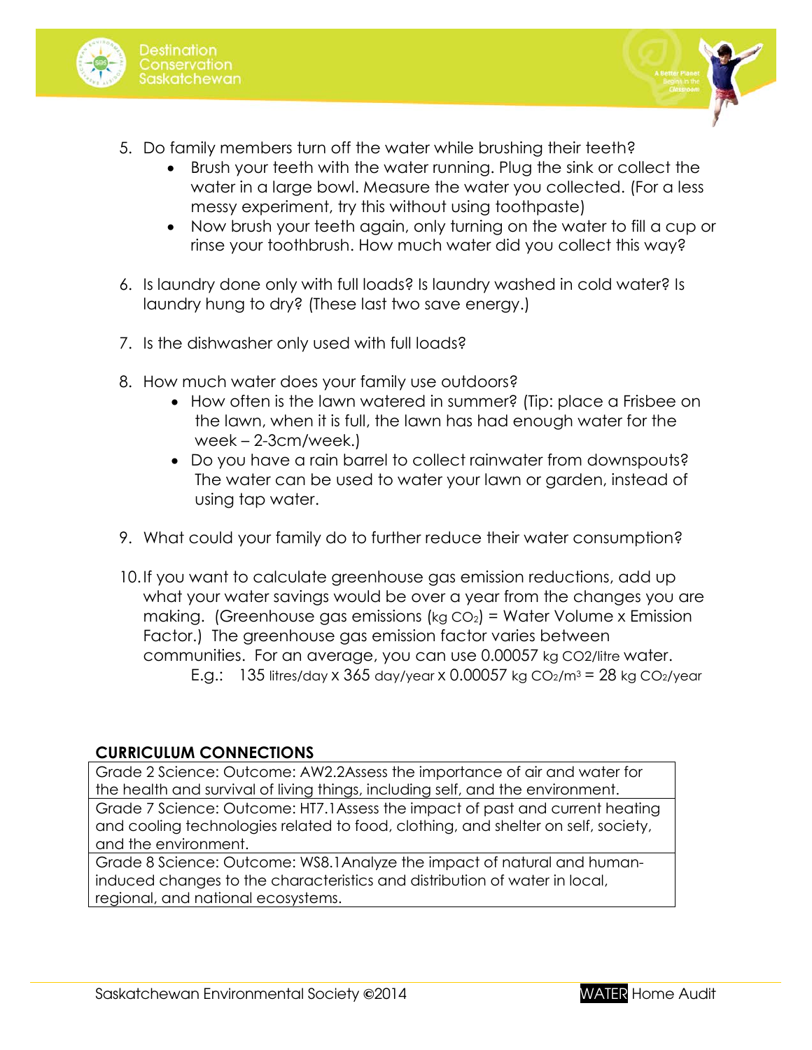5. Do family members turn off the water while brushing their teeth?
   - Brush your teeth with the water running. Plug the sink or collect the water in a large bowl. Measure the water you collected. (For a less messy experiment, try this without using toothpaste)
   - Now brush your teeth again, only turning on the water to fill a cup or rinse your toothbrush. How much water did you collect this way?

6. Is laundry done only with full loads? Is laundry washed in cold water? Is laundry hung to dry? (These last two save energy.)

7. Is the dishwasher only used with full loads?

8. How much water does your family use outdoors?
   - How often is the lawn watered in summer? (Tip: place a Frisbee on the lawn, when it is full, the lawn has had enough water for the week – 2-3cm/week.)
   - Do you have a rain barrel to collect rainwater from downspouts? The water can be used to water your lawn or garden, instead of using tap water.

9. What could your family do to further reduce their water consumption?

10. If you want to calculate greenhouse gas emission reductions, add up what your water savings would be over a year from the changes you are making. (Greenhouse gas emissions (kg $CO_2$) = Water Volume x Emission Factor.) The greenhouse gas emission factor varies between communities. For an average, you can use 0.00057 kg CO2/litre water.
    
    E.g.: 135 litres/day x 365 day/year x 0.00057 kg $CO_2/m^3$ = 28 kg $CO_2$/year

**CURRICULUM CONNECTIONS**

| |
|---|
| Grade 2 Science: Outcome: AW2.2Assess the importance of air and water for the health and survival of living things, including self, and the environment. |
| Grade 7 Science: Outcome: HT7.1Assess the impact of past and current heating and cooling technologies related to food, clothing, and shelter on self, society, and the environment. |
| Grade 8 Science: Outcome: WS8.1Analyze the impact of natural and human-induced changes to the characteristics and distribution of water in local, regional, and national ecosystems. |